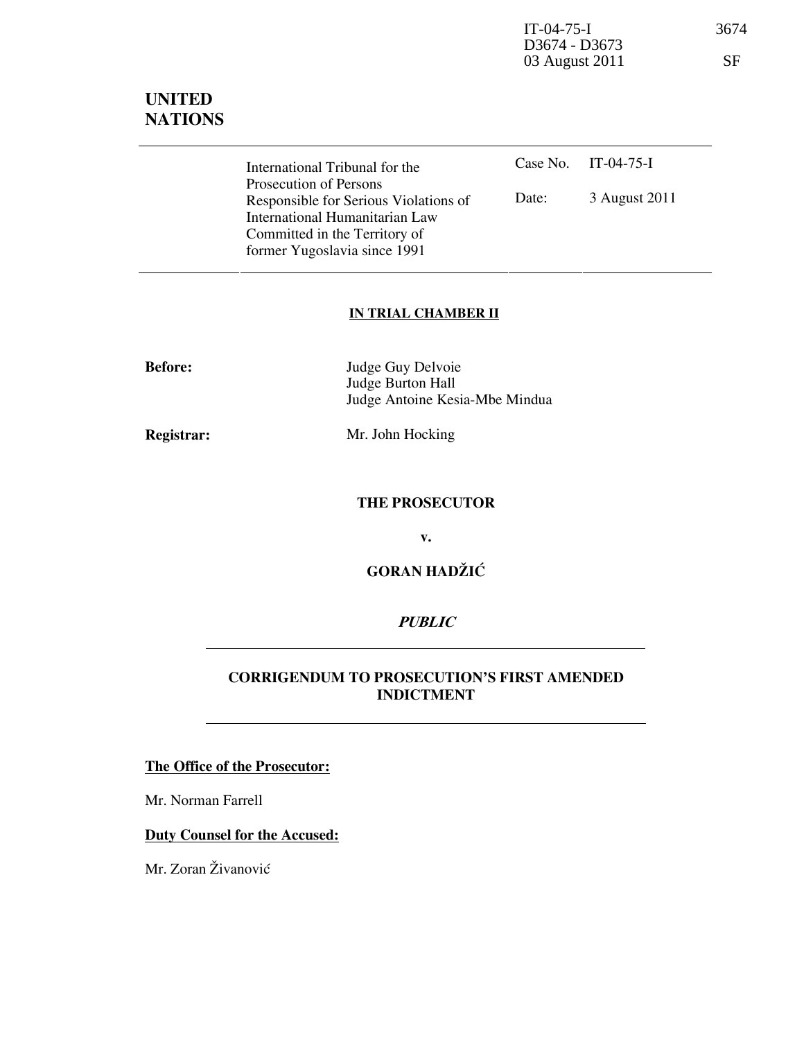IT-04-75-I 3674
D3674 - D3673
03 August 2011 SF

# UNITED NATIONS

| International Tribunal for the Prosecution of Persons Responsible for Serious Violations of International Humanitarian Law Committed in the Territory of former Yugoslavia since 1991 | Case No. | IT-04-75-I |
|---|---|---|
| | Date: | 3 August 2011 |

**IN TRIAL CHAMBER II**

**Before:** Judge Guy Delvoie
Judge Burton Hall
Judge Antoine Kesia-Mbe Mindua

**Registrar:** Mr. John Hocking

**THE PROSECUTOR**

**v.**

**GORAN HADŽIĆ**

***PUBLIC***

## CORRIGENDUM TO PROSECUTION'S FIRST AMENDED INDICTMENT

**The Office of the Prosecutor:**

Mr. Norman Farrell

**Duty Counsel for the Accused:**

Mr. Zoran Živanović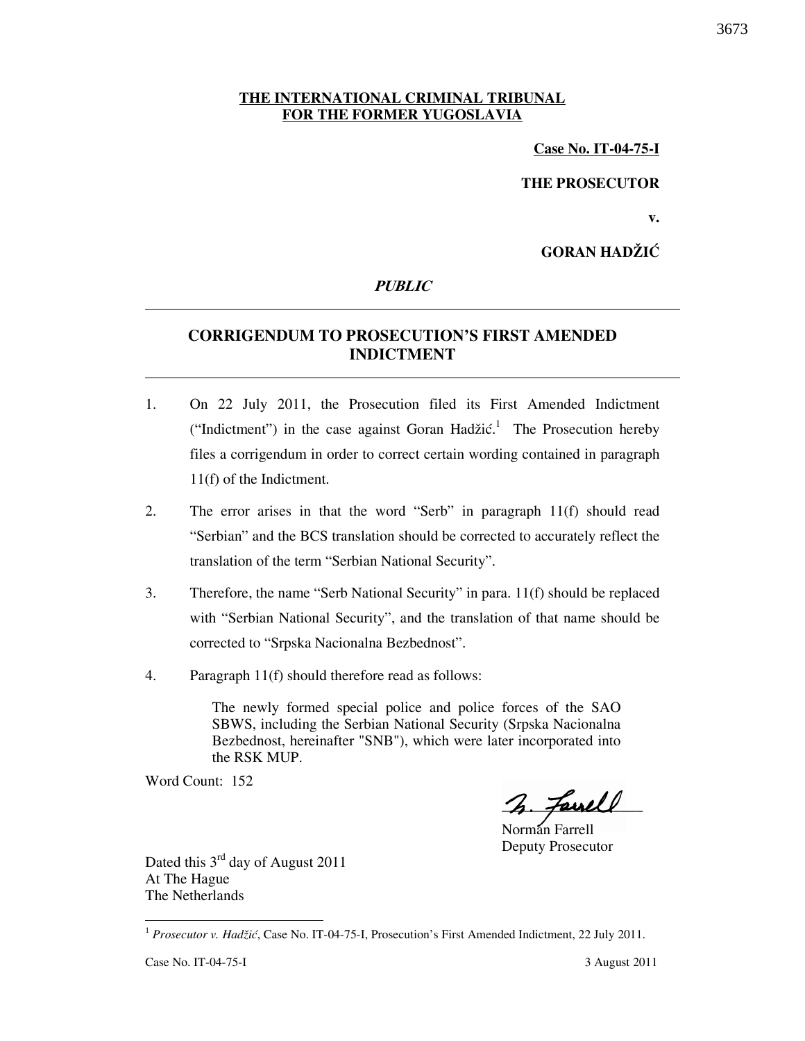**THE INTERNATIONAL CRIMINAL TRIBUNAL FOR THE FORMER YUGOSLAVIA**

**Case No. IT-04-75-I**

**THE PROSECUTOR**

**v.**

**GORAN HADŽIĆ**

***PUBLIC***

---

## CORRIGENDUM TO PROSECUTION'S FIRST AMENDED INDICTMENT

---

1. On 22 July 2011, the Prosecution filed its First Amended Indictment ("Indictment") in the case against Goran Hadžić.[1] The Prosecution hereby files a corrigendum in order to correct certain wording contained in paragraph 11(f) of the Indictment.

2. The error arises in that the word "Serb" in paragraph 11(f) should read "Serbian" and the BCS translation should be corrected to accurately reflect the translation of the term "Serbian National Security".

3. Therefore, the name "Serb National Security" in para. 11(f) should be replaced with "Serbian National Security", and the translation of that name should be corrected to "Srpska Nacionalna Bezbednost".

4. Paragraph 11(f) should therefore read as follows:

> The newly formed special police and police forces of the SAO SBWS, including the Serbian National Security (Srpska Nacionalna Bezbednost, hereinafter "SNB"), which were later incorporated into the RSK MUP.

Word Count: 152

Norman Farrell
Deputy Prosecutor

Dated this 3rd day of August 2011
At The Hague
The Netherlands

---

[1] *Prosecutor v. Hadžić*, Case No. IT-04-75-I, Prosecution's First Amended Indictment, 22 July 2011.